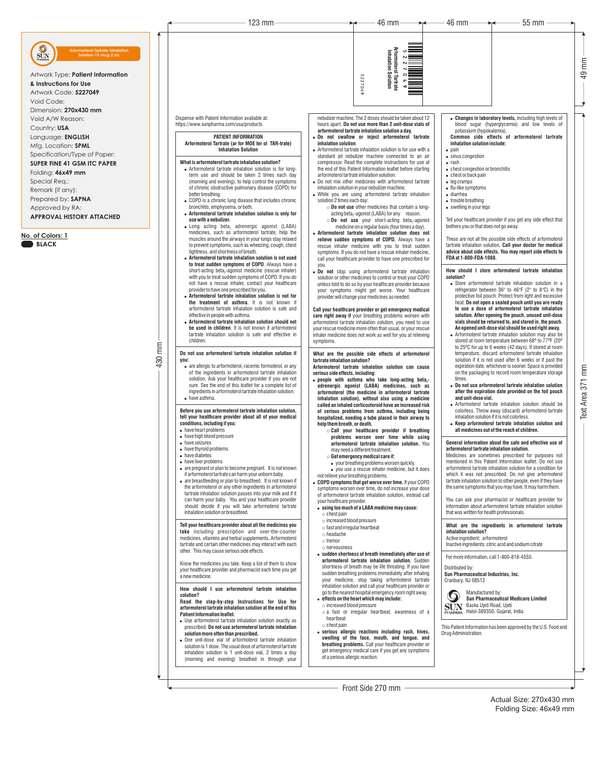Artwork Type: **Patient Information & Instructions for Use**
Artwork Code: **5227049**
Void Code:
Dimension: **270x430 mm**
Void A/W Reason:
Country: **USA**
Language: **ENGLISH**
Mfg. Location: **SPML**
Specification/Type of Paper: **SUPER FINE 41 GSM ITC PAPER**
Folding: **46x49 mm**
Special Req.:
Remark (if any):
Prepared by: **SAPNA**
Approved by RA:
**APPROVAL HISTORY ATTACHED**

**No. of Colors: 1**
**BLACK**

Arformoterol Tartrate Inhalation Solution-15 mcg-2 mL

Arformoterol Tartrate Inhalation Solution
5227049

Dispense with Patient Information available at: https://www.sunpharma.com/usa/products

## PATIENT INFORMATION
### Arformoterol Tartrate (ar for MOE ter ol TAR-trate) Inhalation Solution

**What is arformoterol tartrate inhalation solution?**

- Arformoterol tartrate inhalation solution is for long-term use and should be taken 2 times each day (morning and evening), to help control the symptoms of chronic obstructive pulmonary disease (COPD) for better breathing.
- COPD is a chronic lung disease that includes chronic bronchitis, emphysema, or both.
- **Arformoterol tartrate inhalation solution is only for use with a nebulizer.**
- Long acting $beta_2$ adrenergic agonist (LABA) medicines, such as arformoterol tartrate, help the muscles around the airways in your lungs stay relaxed to prevent symptoms, such as wheezing, cough, chest tightness, and shortness of breath.
- **Arformoterol tartrate inhalation solution is not used to treat sudden symptoms of COPD**. Always have a short-acting $beta_2$-agonist medicine (rescue inhaler) with you to treat sudden symptoms of COPD. If you do not have a rescue inhaler, contact your healthcare provider to have one prescribed for you.
- **Arformoterol tartrate inhalation solution is not for the treatment of asthma**. It is not known if arformoterol tartrate inhalation solution is safe and effective in people with asthma.
- **Arformoterol tartrate inhalation solution should not be used in children**. It is not known if arformoterol tartrate inhalation solution is safe and effective in children.

**Do not use arformoterol tartrate inhalation solution if you:**

- are allergic to arformoterol, racemic formoterol, or any of the ingredients in arformoterol tartrate inhalation solution. Ask your healthcare provider if you are not sure. See the end of this leaflet for a complete list of ingredients in arformoterol tartrate inhalation solution.
- have asthma.

**Before you use arformoterol tartrate inhalation solution, tell your healthcare provider about all of your medical conditions, including if you:**

- have heart problems
- have high blood pressure
- have seizures
- have thyroid problems
- have diabetes
- have liver problems
- are pregnant or plan to become pregnant. It is not known if arformoterol tartrate can harm your unborn baby.
- are breastfeeding or plan to breastfeed. It is not known if the arformoterol or any other ingredients in arformoterol tartrate inhalation solution passes into your milk and if it can harm your baby. You and your healthcare provider should decide if you will take arformoterol tartrate inhalation solution or breastfeed.

**Tell your healthcare provider about all the medicines you take** including prescription and over-the-counter medicines, vitamins and herbal supplements**.** Arformoterol tartrate and certain other medicines may interact with each other. This may cause serious side effects.

Know the medicines you take. Keep a list of them to show your healthcare provider and pharmacist each time you get a new medicine.

**How should I use arformoterol tartrate inhalation solution?**

**Read the step-by-step Instructions for Use for arformoterol tartrate inhalation solution at the end of this Patient Information leaflet.**

- Use arformoterol tartrate inhalation solution exactly as prescribed. **Do not use arformoterol tartrate inhalation solution more often than prescribed.**
- One unit-dose vial of arformoterol tartrate inhalation solution is 1 dose. The usual dose of arformoterol tartrate inhalation solution is 1 unit-dose vial, 2 times a day (morning and evening) breathed in through your nebulizer machine. The 2 doses should be taken about 12 hours apart. **Do not use more than 2 unit-dose vials of arformoterol tartrate inhalation solution a day.**
- **Do not swallow or inject arformoterol tartrate inhalation solution.**
- Arformoterol tartrate inhalation solution is for use with a standard jet nebulizer machine connected to an air compressor. Read the complete instructions for use at the end of this Patient Information leaflet before starting arformoterol tartrate inhalation solution.
- Do not mix other medicines with arformoterol tartrate inhalation solution in your nebulizer machine.
- While you are using arformoterol tartrate inhalation solution 2 times each day:
  - **Do not use** other medicines that contain a long-acting $beta_2$-agonist (LABA) for any reason.
  - **Do not use** your short-acting $beta_2$-agonist medicine on a regular basis (four times a day).
- **Arformoterol tartrate inhalation solution does not relieve sudden symptoms of COPD.** Always have a rescue inhaler medicine with you to treat sudden symptoms. If you do not have a rescue inhaler medicine, call your healthcare provider to have one prescribed for you.
- **Do not** stop using arformoterol tartrate inhalation solution or other medicines to control or treat your COPD unless told to do so by your healthcare provider because your symptoms might get worse. Your healthcare provider will change your medicines as needed.

**Call your healthcare provider or get emergency medical care right away if** your breathing problems worsen with arformoterol tartrate inhalation solution, you need to use your rescue medicine more often than usual, or your rescue inhaler medicine does not work as well for you at relieving symptoms.

**What are the possible side effects of arformoterol tartrate inhalation solution?**

**Arformoterol tartrate inhalation solution can cause serious side effects, including:**

- **people with asthma who take long-acting $beta_2$-adrenergic agonist (LABA) medicines, such as arformoterol (the medicine in arformoterol tartrate inhalation solution), without also using a medicine called an inhaled corticosteroid have an increased risk of serious problems from asthma, including being hospitalized, needing a tube placed in their airway to help them breath, or death.**
  - **Call your healthcare provider if breathing problems worsen over time while using arformoterol tartrate inhalation solution.** You may need a different treatment.
  - **Get emergency medical care if:**
    - your breathing problems worsen quickly.
    - you use a rescue inhaler medicine, but it does not relieve your breathing problems.
- **COPD symptoms that get worse over time.** If your COPD symptoms worsen over time, do not increase your dose of arformoterol tartrate inhalation solution, instead call your healthcare provider.
- **using too much of a LABA medicine may cause:**
  - chest pain
  - increased blood pressure
  - fast and irregular heartbeat
  - headache
  - tremor
  - nervousness
- **sudden shortness of breath immediately after use of arformoterol tartrate inhalation solution.** Sudden shortness of breath may be life threating. If you have sudden breathing problems immediately after inhaling your medicine, stop taking arformoterol tartrate inhalation solution and call your healthcare provider or go to the nearest hospital emergency room right away.
- **effects on the heart which may include:**
  - increased blood pressure
  - a fast or irregular heartbeat, awareness of a heartbeat
  - chest pain
- **serious allergic reactions including rash, hives, swelling of the face, mouth, and tongue, and breathing problems.** Call your healthcare provider or get emergency medical care if you get any symptoms of a serious allergic reaction.
- **Changes in laboratory levels,** including high levels of blood sugar (hyperglycemia) and low levels of potassium (hypokalemia).

**Common side effects of arformoterol tartrate inhalation solution include:**

- pain
- sinus congestion
- rash
- chest congestion or bronchitis
- chest or back pain
- leg cramps
- flu-like symptoms
- diarrhea
- trouble breathing
- swelling in your legs

Tell your healthcare provider if you get any side effect that bothers you or that does not go away.

These are not all the possible side effects of arformoterol tartrate inhalation solution. **Call your doctor for medical advice about side effects. You may report side effects to FDA at 1-800-FDA-1088.**

**How should I store arformoterol tartrate inhalation solution?**

- Store arformoterol tartrate inhalation solution in a refrigerator between 36° to 46°F (2° to 8°C) in the protective foil pouch. Protect from light and excessive heat. **Do not open a sealed pouch until you are ready to use a dose of arformoterol tartrate inhalation solution. After opening the pouch, unused unit-dose vials should be returned to, and stored in, the pouch. An opened unit-dose vial should be used right away.**
- Arformoterol tartrate inhalation solution may also be stored at room temperature between 68° to 77°F (20° to 25°C) for up to 6 weeks (42 days). If stored at room temperature, discard arformoterol tartrate inhalation solution if it is not used after 6 weeks or if past the expiration date, whichever is sooner. Space is provided on the packaging to record room temperature storage times.
- **Do not use arformoterol tartrate inhalation solution after the expiration date provided on the foil pouch and unit-dose vial.**
- Arformoterol tartrate inhalation solution should be colorless. Throw away (discard) arformoterol tartrate inhalation solution if it is not colorless.
- **Keep arformoterol tartrate inhalation solution and all medicines out of the reach of children.**

**General information about the safe and effective use of arformoterol tartrate inhalation solution.**

Medicines are sometimes prescribed for purposes not mentioned in this Patient Information leaflet. Do not use arformoterol tartrate inhalation solution for a condition for which it was not prescribed. Do not give arformoterol tartrate inhalation solution to other people, even if they have the same symptoms that you may have. It may harm them.

You can ask your pharmacist or healthcare provider for information about arformoterol tartrate inhalation solution that was written for health professionals.

**What are the ingredients in arformoterol tartrate inhalation solution?**

Active ingredient: arformoterol
Inactive ingredients: citric acid and sodium citrate

For more information, call 1-800-818-4555.

Distributed by:
**Sun Pharmaceutical Industries, Inc.**
Cranbury, NJ 08512

Manufactured by:
**Sun Pharmaceutical Medicare Limited**
Baska Ujeti Road, Ujeti
Halol-389350, Gujarat, India.

This Patient Information has been approved by the U.S. Food and Drug Administration.

Front Side 270 mm

Actual Size: 270x430 mm
Folding Size: 46x49 mm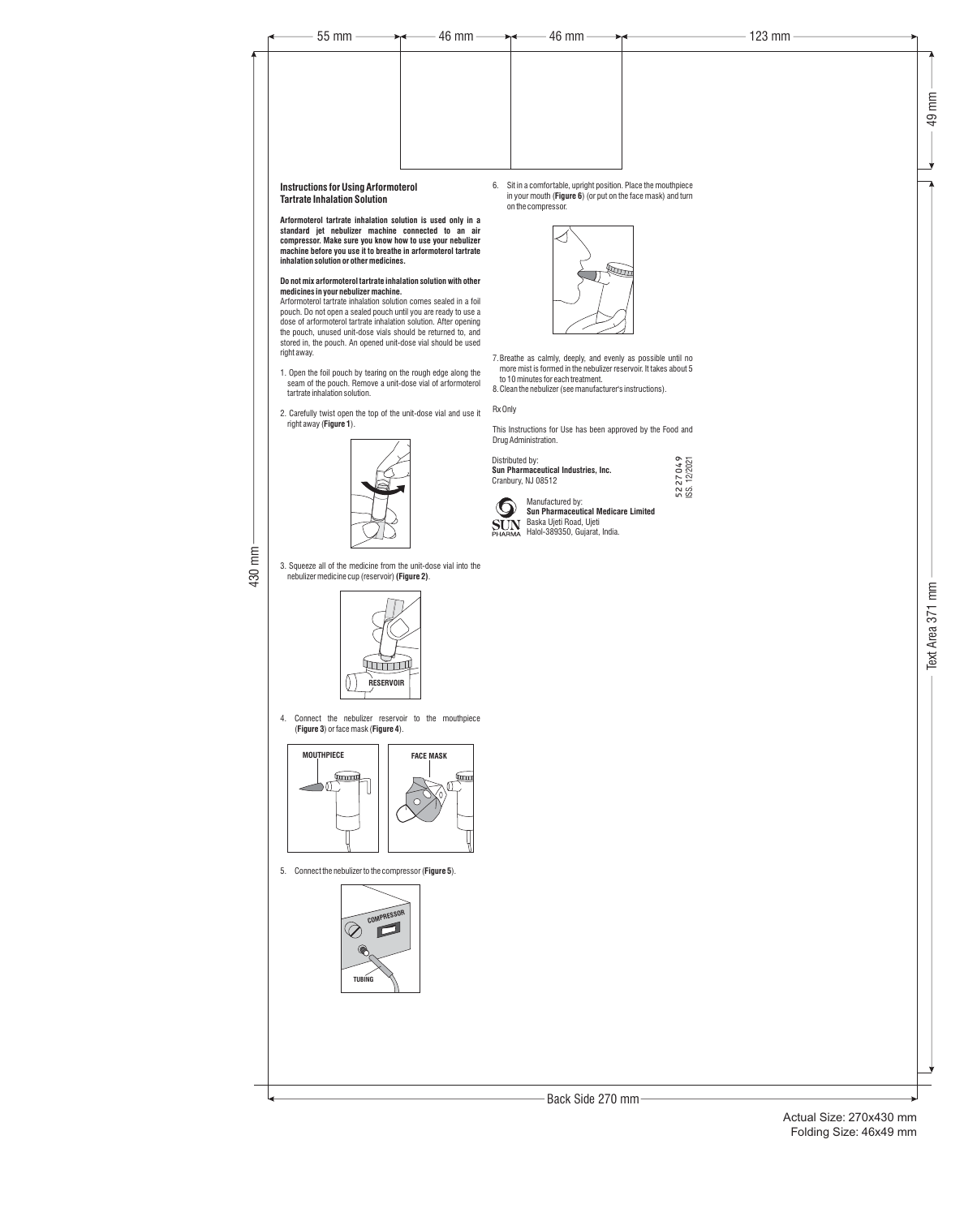## Instructions for Using Arformoterol Tartrate Inhalation Solution

**Arformoterol tartrate inhalation solution is used only in a standard jet nebulizer machine connected to an air compressor. Make sure you know how to use your nebulizer machine before you use it to breathe in arformoterol tartrate inhalation solution or other medicines.**

**Do not mix arformoterol tartrate inhalation solution with other medicines in your nebulizer machine.**

Arformoterol tartrate inhalation solution comes sealed in a foil pouch. Do not open a sealed pouch until you are ready to use a dose of arformoterol tartrate inhalation solution. After opening the pouch, unused unit-dose vials should be returned to, and stored in, the pouch. An opened unit-dose vial should be used right away.

1. Open the foil pouch by tearing on the rough edge along the seam of the pouch. Remove a unit-dose vial of arformoterol tartrate inhalation solution.

2. Carefully twist open the top of the unit-dose vial and use it right away (**Figure 1**).

3. Squeeze all of the medicine from the unit-dose vial into the nebulizer medicine cup (reservoir) **(Figure 2)**.

RESERVOIR

4. Connect the nebulizer reservoir to the mouthpiece (**Figure 3**) or face mask (**Figure 4**).

MOUTHPIECE

FACE MASK

5. Connect the nebulizer to the compressor (**Figure 5**).

COMPRESSOR

TUBING

6. Sit in a comfortable, upright position. Place the mouthpiece in your mouth (**Figure 6**) (or put on the face mask) and turn on the compressor.

7. Breathe as calmly, deeply, and evenly as possible until no more mist is formed in the nebulizer reservoir. It takes about 5 to 10 minutes for each treatment.

8. Clean the nebulizer (see manufacturer's instructions).

Rx Only

This Instructions for Use has been approved by the Food and Drug Administration.

Distributed by:
**Sun Pharmaceutical Industries, Inc.**
Cranbury, NJ 08512

Manufactured by:
**Sun Pharmaceutical Medicare Limited**
Baska Ujeti Road, Ujeti
Halol-389350, Gujarat, India.

5227049
ISS. 12/2021